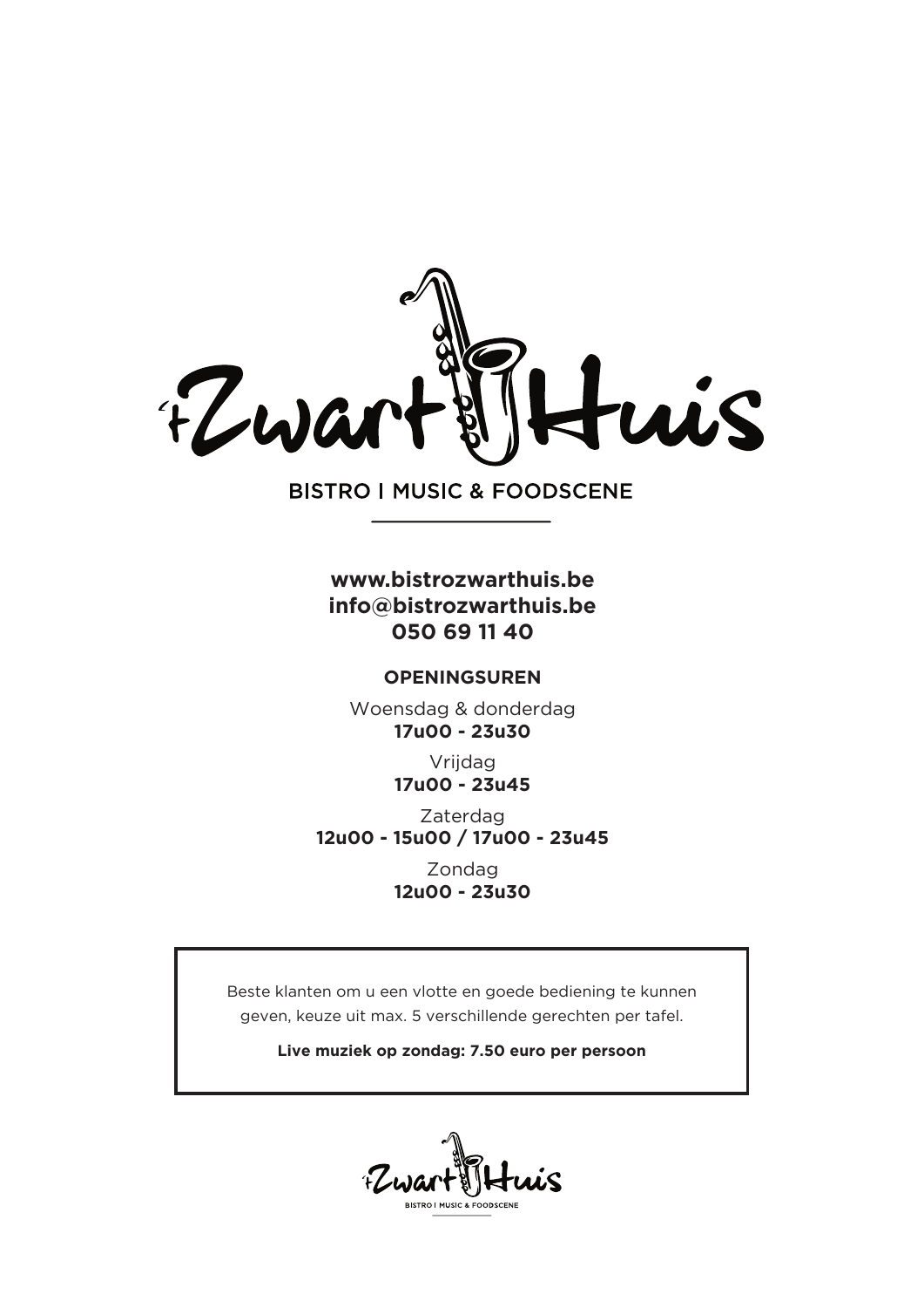# 't Zwart Huis

BISTRO | MUSIC & FOODSCENE

**www.bistrozwarthuis.be**
**info@bistrozwarthuis.be**
**050 69 11 40**

## OPENINGSUREN

Woensdag & donderdag
**17u00 - 23u30**

Vrijdag
**17u00 - 23u45**

Zaterdag
**12u00 - 15u00 / 17u00 - 23u45**

Zondag
**12u00 - 23u30**

Beste klanten om u een vlotte en goede bediening te kunnen geven, keuze uit max. 5 verschillende gerechten per tafel.

**Live muziek op zondag: 7.50 euro per persoon**

't Zwart Huis
BISTRO | MUSIC & FOODSCENE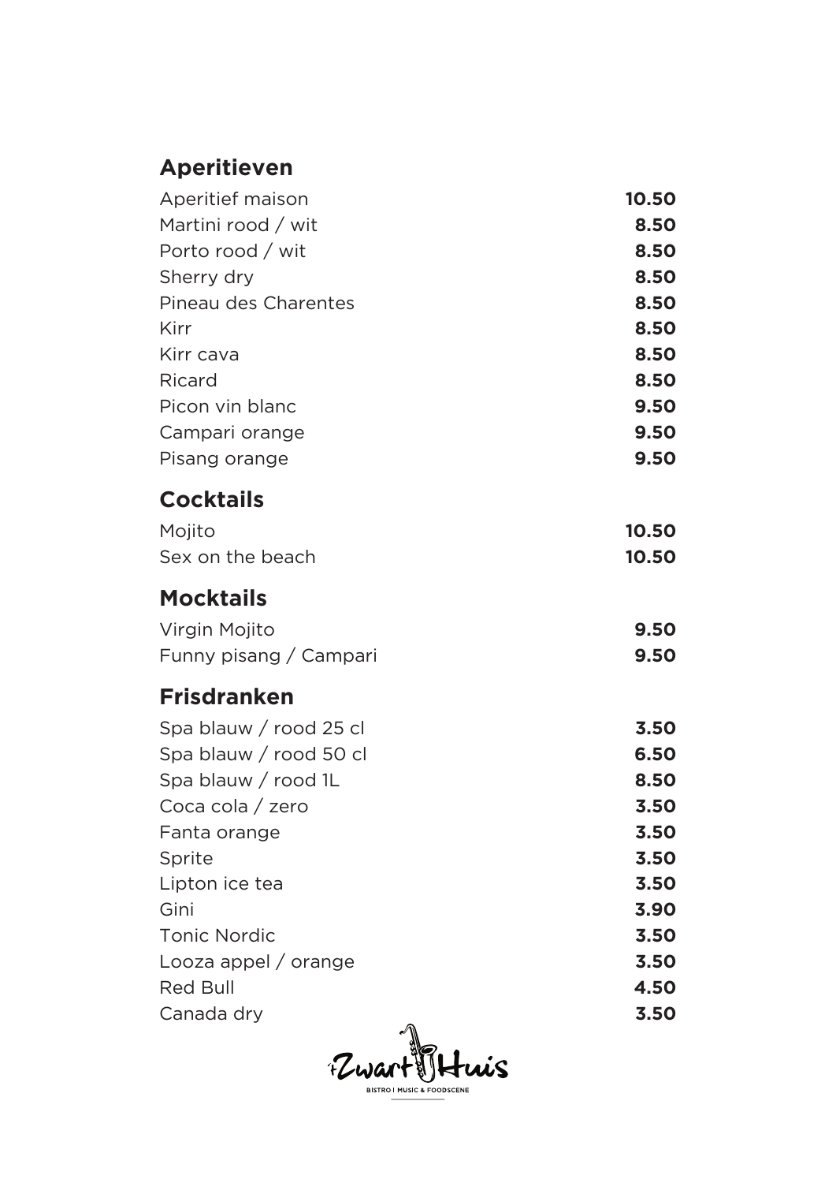## Aperitieven

| | |
|---|---|
| Aperitief maison | **10.50** |
| Martini rood / wit | **8.50** |
| Porto rood / wit | **8.50** |
| Sherry dry | **8.50** |
| Pineau des Charentes | **8.50** |
| Kirr | **8.50** |
| Kirr cava | **8.50** |
| Ricard | **8.50** |
| Picon vin blanc | **9.50** |
| Campari orange | **9.50** |
| Pisang orange | **9.50** |

## Cocktails

| | |
|---|---|
| Mojito | **10.50** |
| Sex on the beach | **10.50** |

## Mocktails

| | |
|---|---|
| Virgin Mojito | **9.50** |
| Funny pisang / Campari | **9.50** |

## Frisdranken

| | |
|---|---|
| Spa blauw / rood 25 cl | **3.50** |
| Spa blauw / rood 50 cl | **6.50** |
| Spa blauw / rood 1L | **8.50** |
| Coca cola / zero | **3.50** |
| Fanta orange | **3.50** |
| Sprite | **3.50** |
| Lipton ice tea | **3.50** |
| Gini | **3.90** |
| Tonic Nordic | **3.50** |
| Looza appel / orange | **3.50** |
| Red Bull | **4.50** |
| Canada dry | **3.50** |

't Zwart Huis
BISTRO | MUSIC & FOODSCENE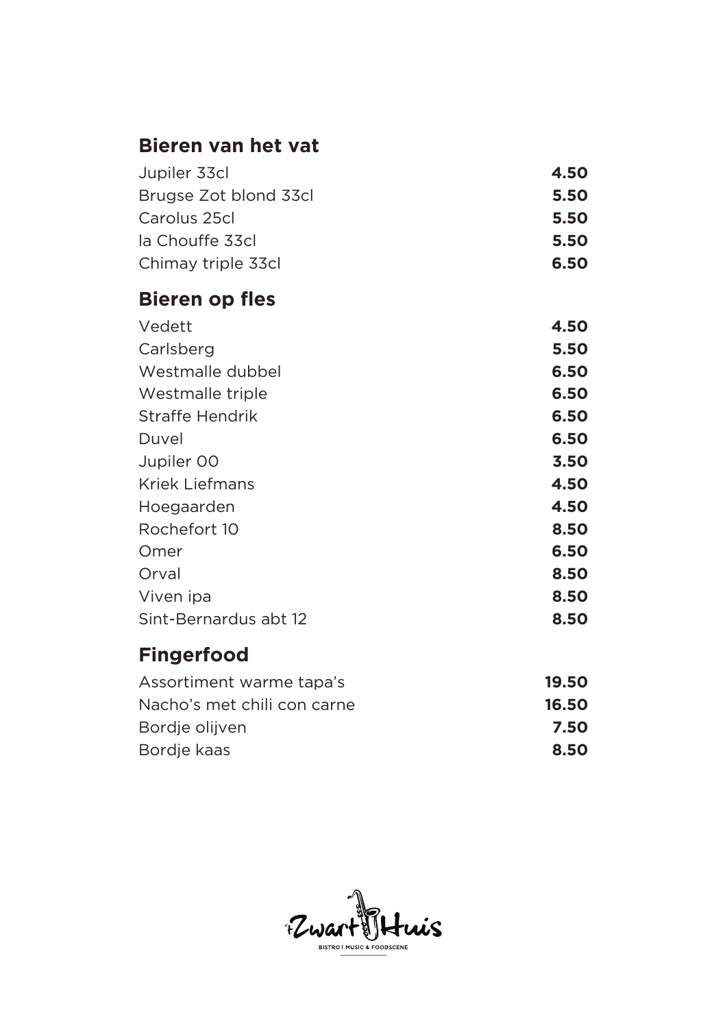## Bieren van het vat

| | |
|---|---|
| Jupiler 33cl | **4.50** |
| Brugse Zot blond 33cl | **5.50** |
| Carolus 25cl | **5.50** |
| la Chouffe 33cl | **5.50** |
| Chimay triple 33cl | **6.50** |

## Bieren op fles

| | |
|---|---|
| Vedett | **4.50** |
| Carlsberg | **5.50** |
| Westmalle dubbel | **6.50** |
| Westmalle triple | **6.50** |
| Straffe Hendrik | **6.50** |
| Duvel | **6.50** |
| Jupiler 00 | **3.50** |
| Kriek Liefmans | **4.50** |
| Hoegaarden | **4.50** |
| Rochefort 10 | **8.50** |
| Omer | **6.50** |
| Orval | **8.50** |
| Viven ipa | **8.50** |
| Sint-Bernardus abt 12 | **8.50** |

## Fingerfood

| | |
|---|---|
| Assortiment warme tapa's | **19.50** |
| Nacho's met chili con carne | **16.50** |
| Bordje olijven | **7.50** |
| Bordje kaas | **8.50** |

't Zwart Huis
BISTRO | MUSIC & FOODSCENE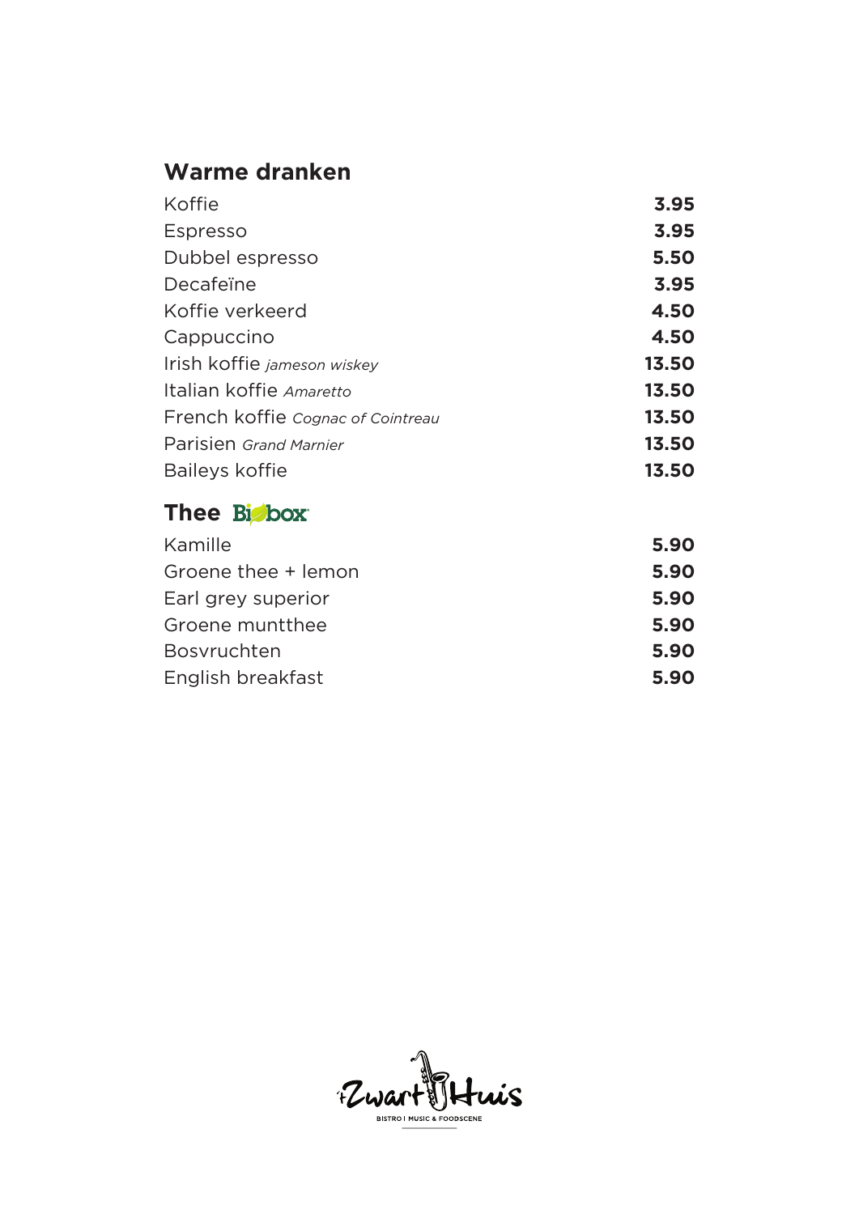## Warme dranken

| | |
|---|---|
| Koffie | **3.95** |
| Espresso | **3.95** |
| Dubbel espresso | **5.50** |
| Decafeïne | **3.95** |
| Koffie verkeerd | **4.50** |
| Cappuccino | **4.50** |
| Irish koffie *jameson wiskey* | **13.50** |
| Italian koffie *Amaretto* | **13.50** |
| French koffie *Cognac of Cointreau* | **13.50** |
| Parisien *Grand Marnier* | **13.50** |
| Baileys koffie | **13.50** |

## Thee Biobox

| | |
|---|---|
| Kamille | **5.90** |
| Groene thee + lemon | **5.90** |
| Earl grey superior | **5.90** |
| Groene muntthee | **5.90** |
| Bosvruchten | **5.90** |
| English breakfast | **5.90** |

't Zwart Huis
BISTRO | MUSIC & FOODSCENE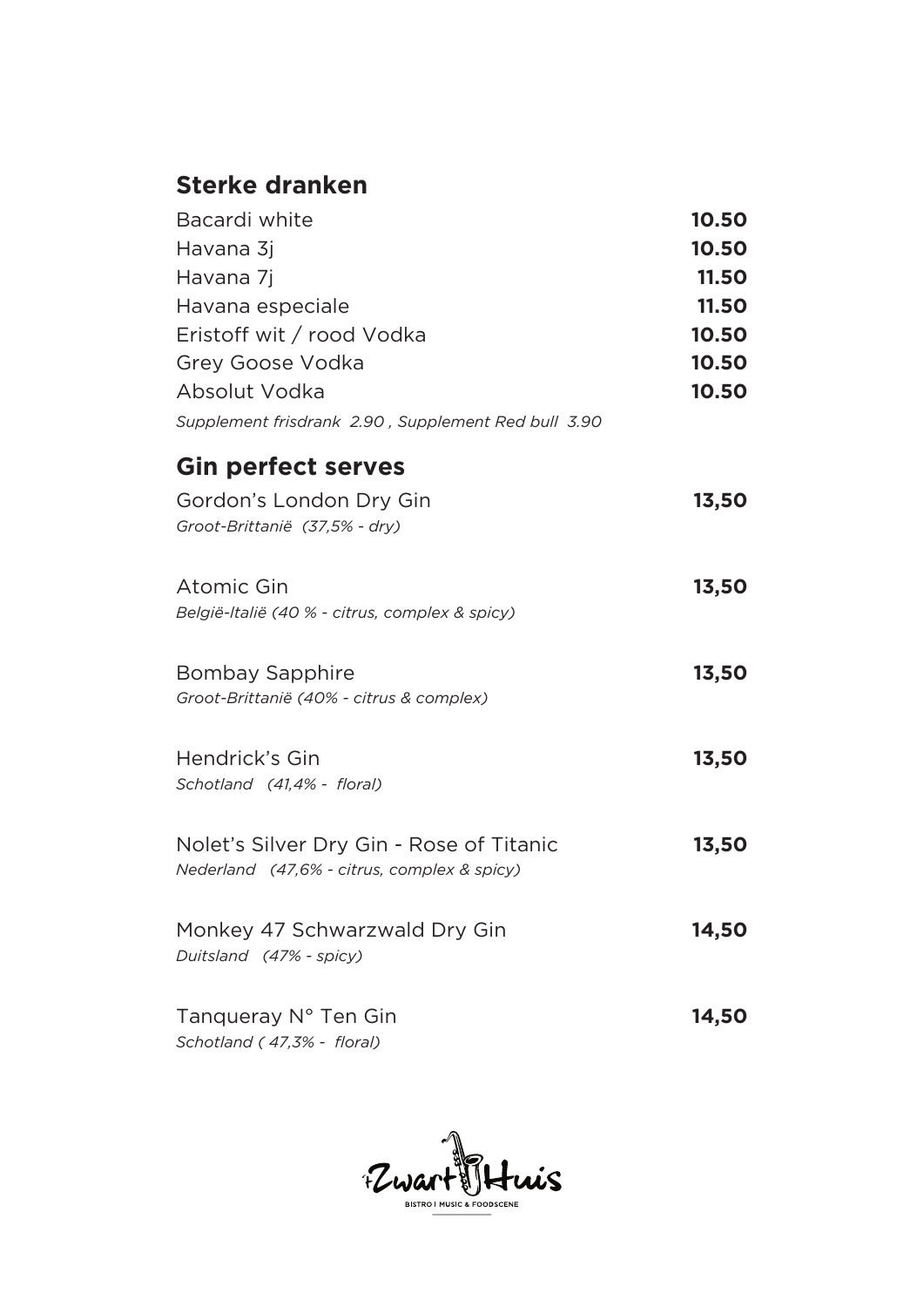## Sterke dranken

| | |
|---|---|
| Bacardi white | **10.50** |
| Havana 3j | **10.50** |
| Havana 7j | **11.50** |
| Havana especiale | **11.50** |
| Eristoff wit / rood Vodka | **10.50** |
| Grey Goose Vodka | **10.50** |
| Absolut Vodka | **10.50** |

*Supplement frisdrank 2.90 , Supplement Red bull 3.90*

## Gin perfect serves

Gordon's London Dry Gin **13,50**
*Groot-Brittanië (37,5% - dry)*

Atomic Gin **13,50**
*België-Italië (40 % - citrus, complex & spicy)*

Bombay Sapphire **13,50**
*Groot-Brittanië (40% - citrus & complex)*

Hendrick's Gin **13,50**
*Schotland (41,4% - floral)*

Nolet's Silver Dry Gin - Rose of Titanic **13,50**
*Nederland (47,6% - citrus, complex & spicy)*

Monkey 47 Schwarzwald Dry Gin **14,50**
*Duitsland (47% - spicy)*

Tanqueray N° Ten Gin **14,50**
*Schotland ( 47,3% - floral)*

't Zwart Huis
BISTRO | MUSIC & FOODSCENE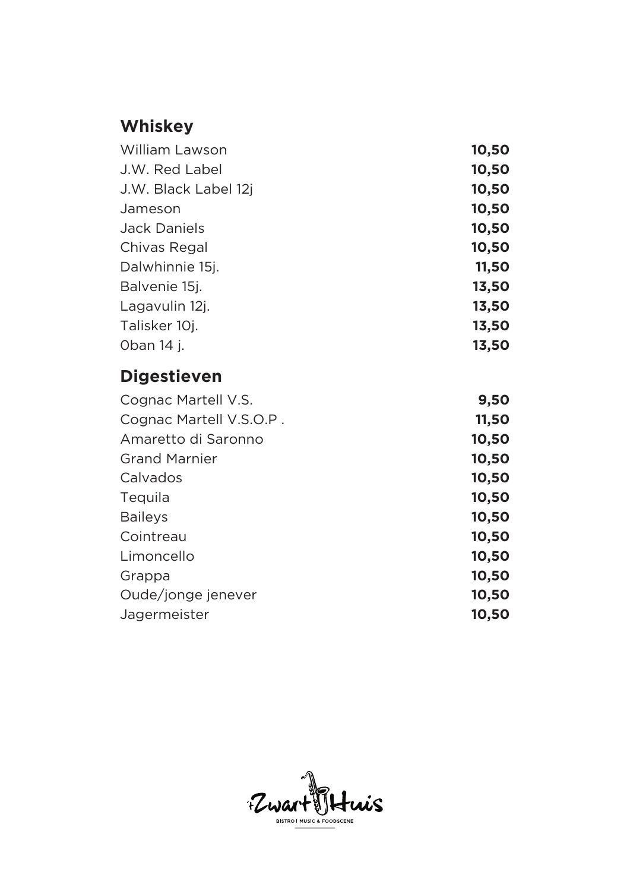## Whiskey

| | |
|---|---|
| William Lawson | **10,50** |
| J.W. Red Label | **10,50** |
| J.W. Black Label 12j | **10,50** |
| Jameson | **10,50** |
| Jack Daniels | **10,50** |
| Chivas Regal | **10,50** |
| Dalwhinnie 15j. | **11,50** |
| Balvenie 15j. | **13,50** |
| Lagavulin 12j. | **13,50** |
| Talisker 10j. | **13,50** |
| 0ban 14 j. | **13,50** |

## Digestieven

| | |
|---|---|
| Cognac Martell V.S. | **9,50** |
| Cognac Martell V.S.O.P . | **11,50** |
| Amaretto di Saronno | **10,50** |
| Grand Marnier | **10,50** |
| Calvados | **10,50** |
| Tequila | **10,50** |
| Baileys | **10,50** |
| Cointreau | **10,50** |
| Limoncello | **10,50** |
| Grappa | **10,50** |
| Oude/jonge jenever | **10,50** |
| Jagermeister | **10,50** |

't Zwart Huis
BISTRO | MUSIC & FOODSCENE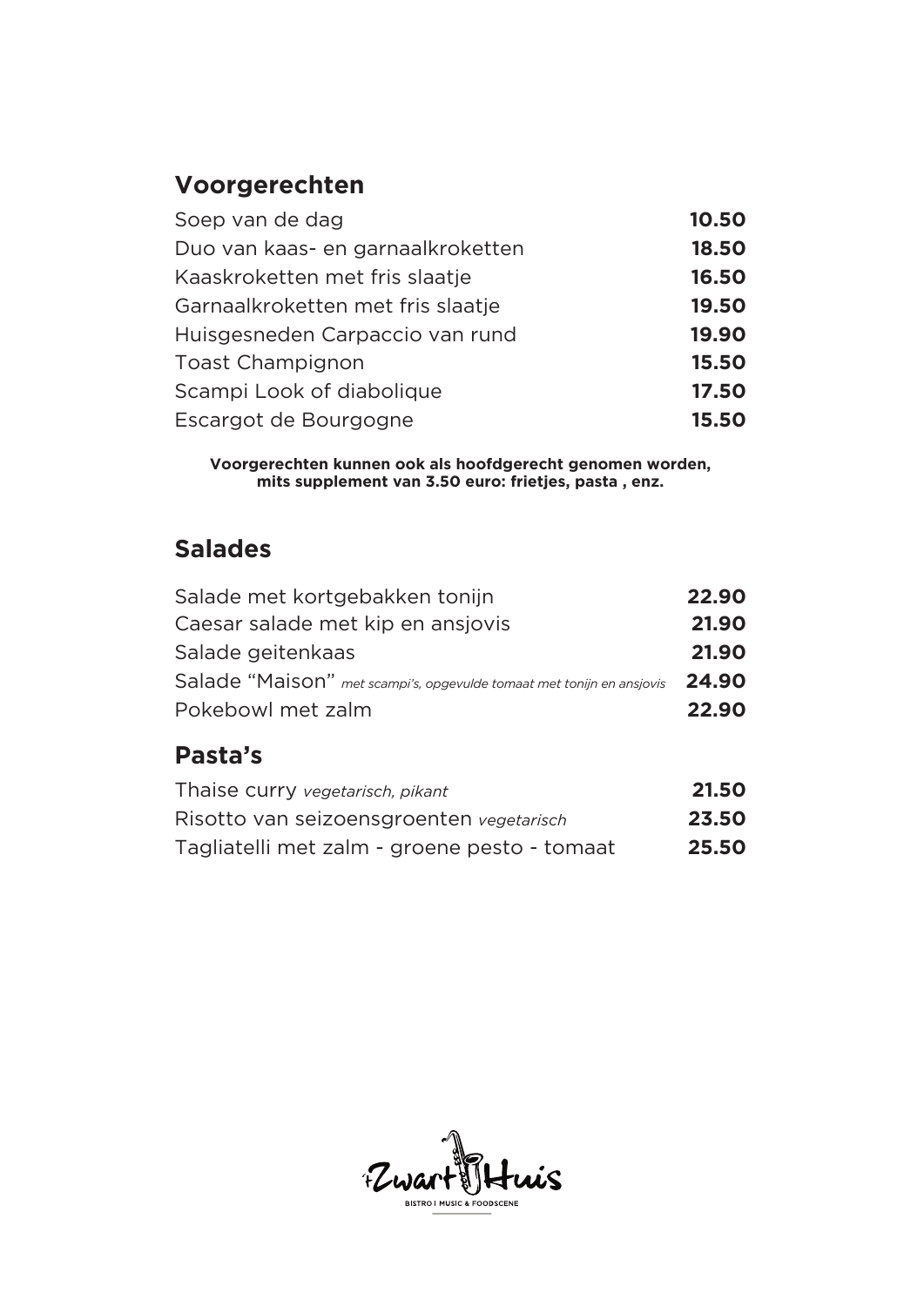## Voorgerechten

| | |
|---|---|
| Soep van de dag | **10.50** |
| Duo van kaas- en garnaalkroketten | **18.50** |
| Kaaskroketten met fris slaatje | **16.50** |
| Garnaalkroketten met fris slaatje | **19.50** |
| Huisgesneden Carpaccio van rund | **19.90** |
| Toast Champignon | **15.50** |
| Scampi Look of diabolique | **17.50** |
| Escargot de Bourgogne | **15.50** |

**Voorgerechten kunnen ook als hoofdgerecht genomen worden, mits supplement van 3.50 euro: frietjes, pasta , enz.**

## Salades

| | |
|---|---|
| Salade met kortgebakken tonijn | **22.90** |
| Caesar salade met kip en ansjovis | **21.90** |
| Salade geitenkaas | **21.90** |
| Salade "Maison" *met scampi's, opgevulde tomaat met tonijn en ansjovis* | **24.90** |
| Pokebowl met zalm | **22.90** |

## Pasta's

| | |
|---|---|
| Thaise curry *vegetarisch, pikant* | **21.50** |
| Risotto van seizoensgroenten *vegetarisch* | **23.50** |
| Tagliatelli met zalm - groene pesto - tomaat | **25.50** |

't Zwart Huis
BISTRO | MUSIC & FOODSCENE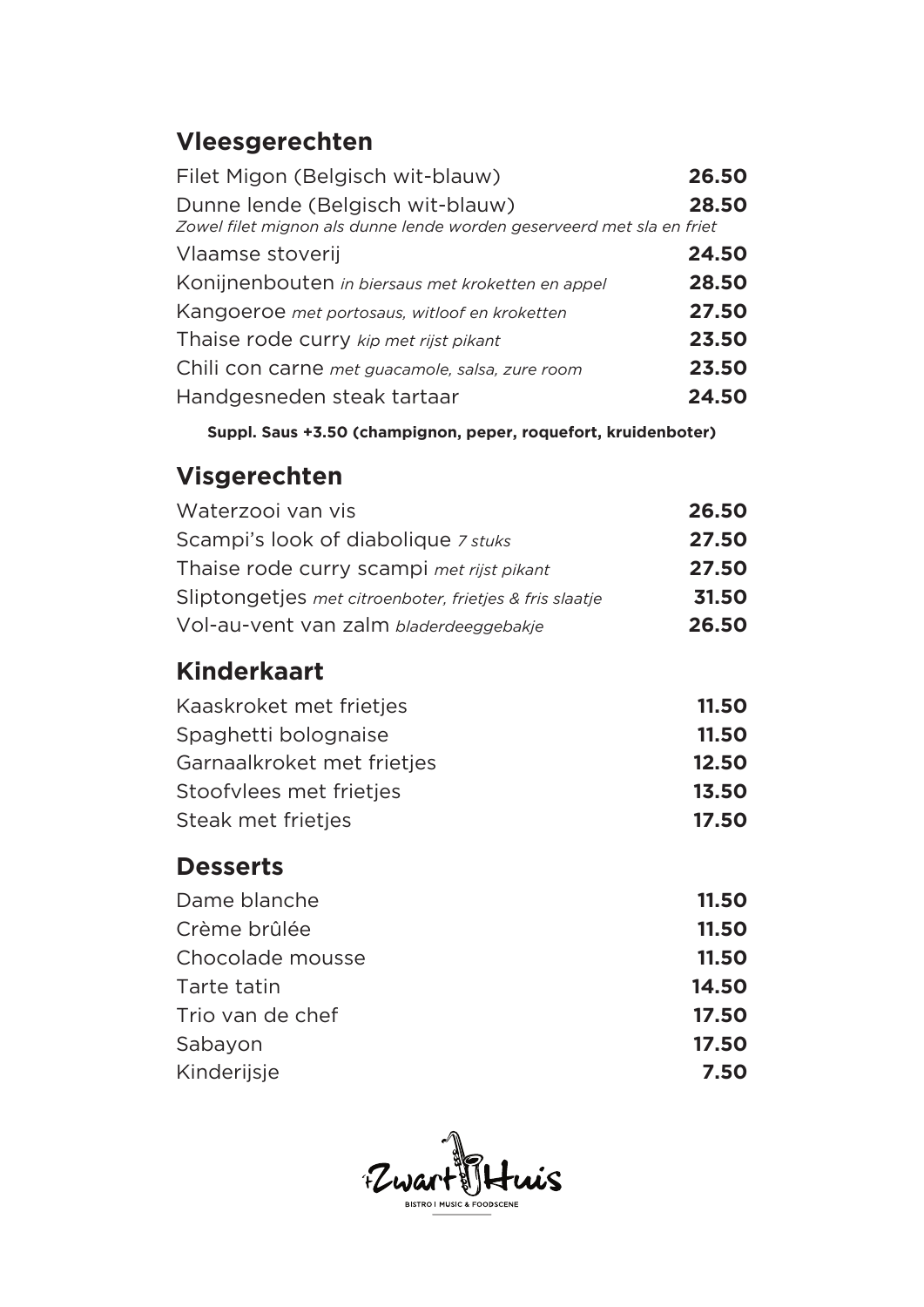## Vleesgerechten

| | |
|---|---|
| Filet Migon (Belgisch wit-blauw) | **26.50** |
| Dunne lende (Belgisch wit-blauw) | **28.50** |

*Zowel filet mignon als dunne lende worden geserveerd met sla en friet*

| | |
|---|---|
| Vlaamse stoverij | **24.50** |
| Konijnenbouten *in biersaus met kroketten en appel* | **28.50** |
| Kangoeroe *met portosaus, witloof en kroketten* | **27.50** |
| Thaise rode curry *kip met rijst pikant* | **23.50** |
| Chili con carne *met guacamole, salsa, zure room* | **23.50** |
| Handgesneden steak tartaar | **24.50** |

**Suppl. Saus +3.50 (champignon, peper, roquefort, kruidenboter)**

## Visgerechten

| | |
|---|---|
| Waterzooi van vis | **26.50** |
| Scampi's look of diabolique *7 stuks* | **27.50** |
| Thaise rode curry scampi *met rijst pikant* | **27.50** |
| Sliptongetjes *met citroenboter, frietjes & fris slaatje* | **31.50** |
| Vol-au-vent van zalm *bladerdeeggebakje* | **26.50** |

## Kinderkaart

| | |
|---|---|
| Kaaskroket met frietjes | **11.50** |
| Spaghetti bolognaise | **11.50** |
| Garnaalkroket met frietjes | **12.50** |
| Stoofvlees met frietjes | **13.50** |
| Steak met frietjes | **17.50** |

## Desserts

| | |
|---|---|
| Dame blanche | **11.50** |
| Crème brûlée | **11.50** |
| Chocolade mousse | **11.50** |
| Tarte tatin | **14.50** |
| Trio van de chef | **17.50** |
| Sabayon | **17.50** |
| Kinderijsje | **7.50** |

't Zwart Huis
BISTRO | MUSIC & FOODSCENE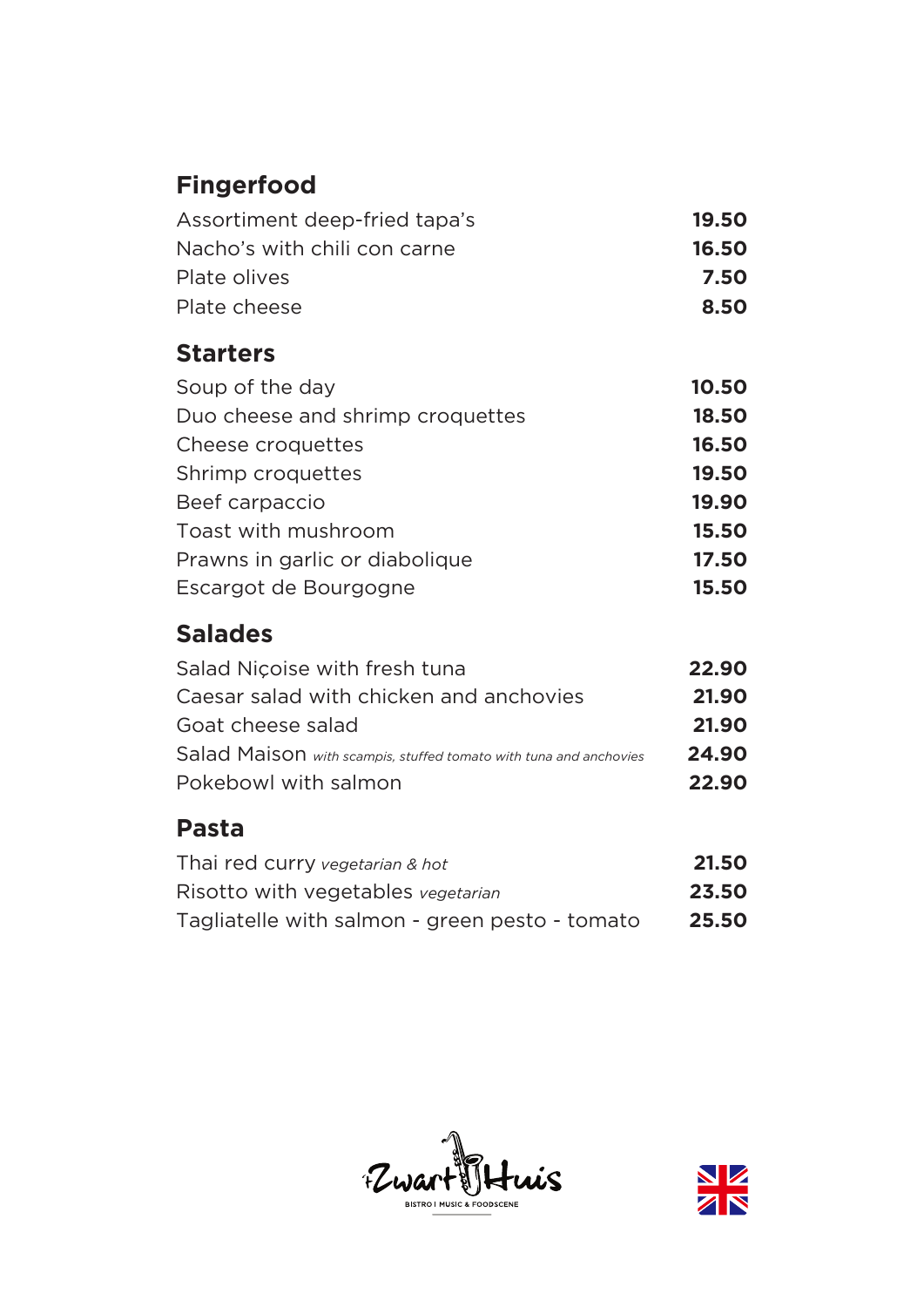## Fingerfood

| | |
|---|---|
| Assortiment deep-fried tapa's | **19.50** |
| Nacho's with chili con carne | **16.50** |
| Plate olives | **7.50** |
| Plate cheese | **8.50** |

## Starters

| | |
|---|---|
| Soup of the day | **10.50** |
| Duo cheese and shrimp croquettes | **18.50** |
| Cheese croquettes | **16.50** |
| Shrimp croquettes | **19.50** |
| Beef carpaccio | **19.90** |
| Toast with mushroom | **15.50** |
| Prawns in garlic or diabolique | **17.50** |
| Escargot de Bourgogne | **15.50** |

## Salades

| | |
|---|---|
| Salad Niçoise with fresh tuna | **22.90** |
| Caesar salad with chicken and anchovies | **21.90** |
| Goat cheese salad | **21.90** |
| Salad Maison *with scampis, stuffed tomato with tuna and anchovies* | **24.90** |
| Pokebowl with salmon | **22.90** |

## Pasta

| | |
|---|---|
| Thai red curry *vegetarian & hot* | **21.50** |
| Risotto with vegetables *vegetarian* | **23.50** |
| Tagliatelle with salmon - green pesto - tomato | **25.50** |

Zwart Huis
BISTRO | MUSIC & FOODSCENE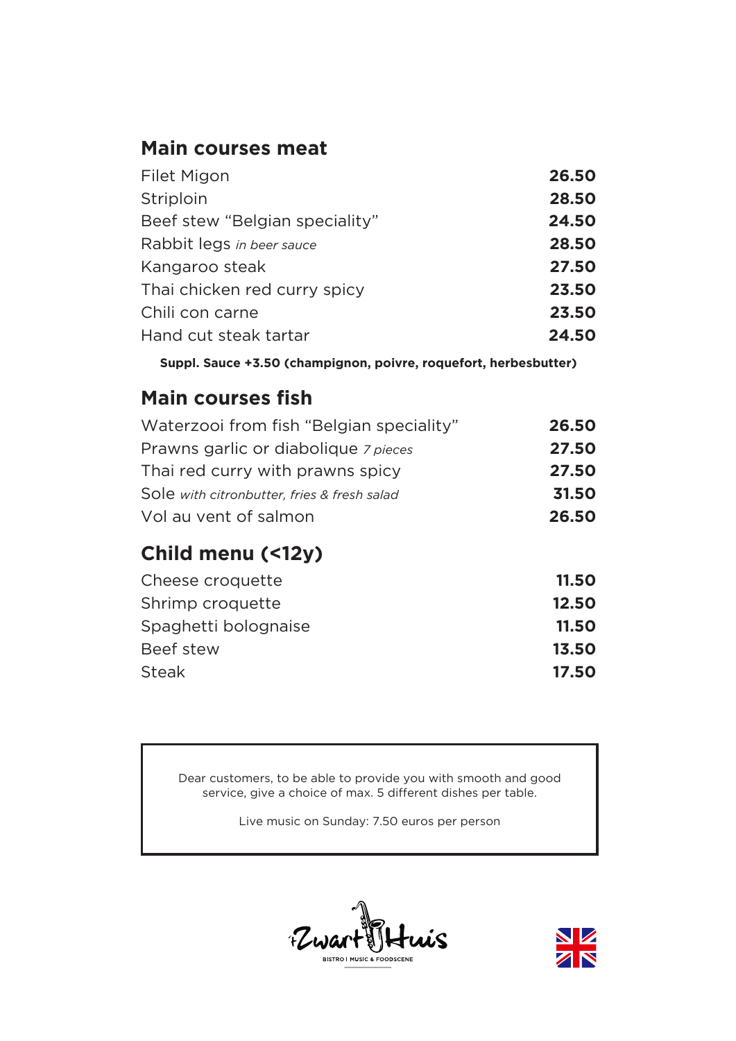## Main courses meat

| | |
|---|---|
| Filet Migon | **26.50** |
| Striploin | **28.50** |
| Beef stew "Belgian speciality" | **24.50** |
| Rabbit legs *in beer sauce* | **28.50** |
| Kangaroo steak | **27.50** |
| Thai chicken red curry spicy | **23.50** |
| Chili con carne | **23.50** |
| Hand cut steak tartar | **24.50** |

**Suppl. Sauce +3.50 (champignon, poivre, roquefort, herbesbutter)**

## Main courses fish

| | |
|---|---|
| Waterzooi from fish "Belgian speciality" | **26.50** |
| Prawns garlic or diabolique *7 pieces* | **27.50** |
| Thai red curry with prawns spicy | **27.50** |
| Sole *with citronbutter, fries & fresh salad* | **31.50** |
| Vol au vent of salmon | **26.50** |

## Child menu (<12y)

| | |
|---|---|
| Cheese croquette | **11.50** |
| Shrimp croquette | **12.50** |
| Spaghetti bolognaise | **11.50** |
| Beef stew | **13.50** |
| Steak | **17.50** |

Dear customers, to be able to provide you with smooth and good service, give a choice of max. 5 different dishes per table.

Live music on Sunday: 7.50 euros per person

Zwart Huis

BISTRO | MUSIC & FOODSCENE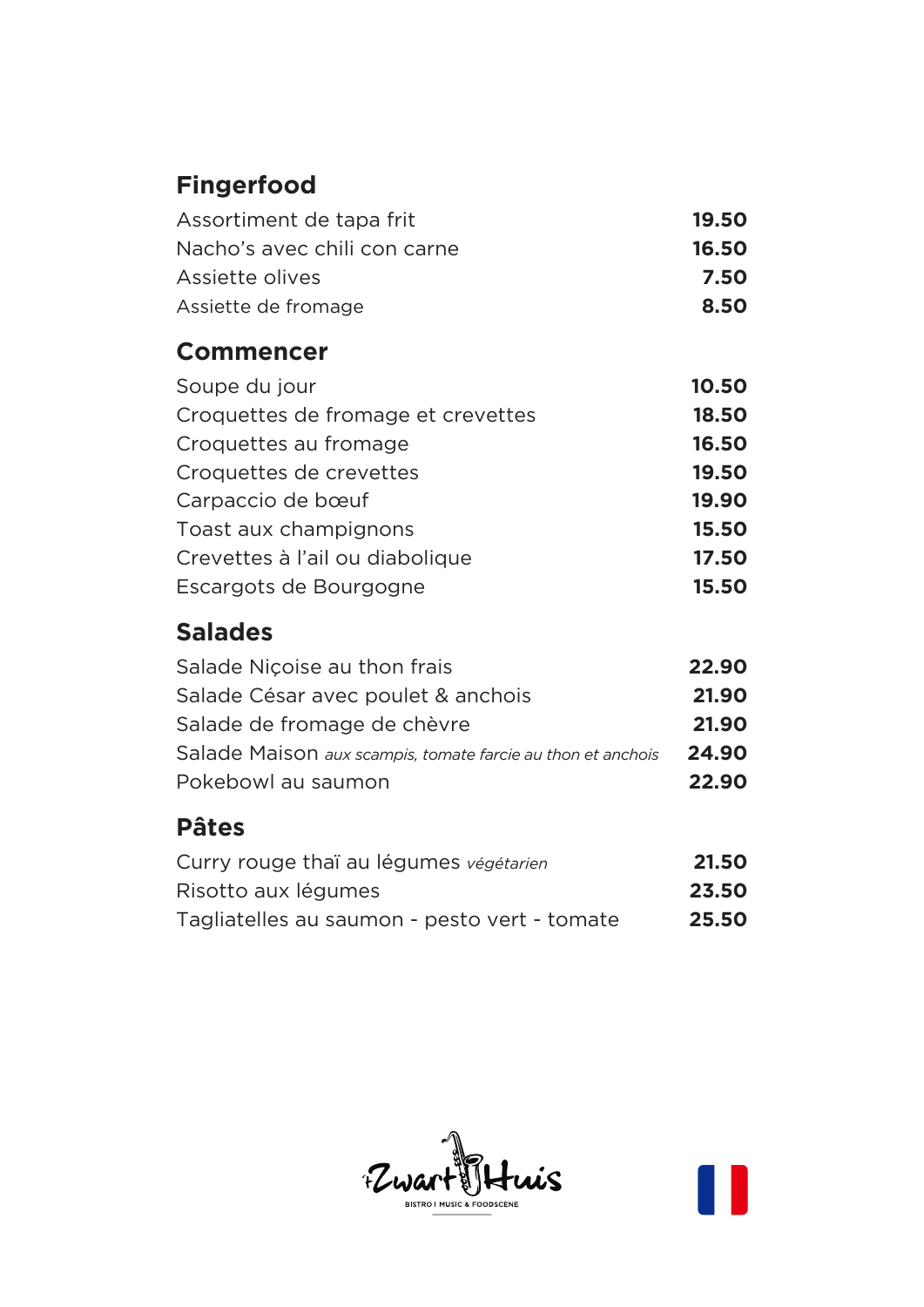## Fingerfood

| | |
|---|---|
| Assortiment de tapa frit | **19.50** |
| Nacho's avec chili con carne | **16.50** |
| Assiette olives | **7.50** |
| Assiette de fromage | **8.50** |

## Commencer

| | |
|---|---|
| Soupe du jour | **10.50** |
| Croquettes de fromage et crevettes | **18.50** |
| Croquettes au fromage | **16.50** |
| Croquettes de crevettes | **19.50** |
| Carpaccio de bœuf | **19.90** |
| Toast aux champignons | **15.50** |
| Crevettes à l'ail ou diabolique | **17.50** |
| Escargots de Bourgogne | **15.50** |

## Salades

| | |
|---|---|
| Salade Niçoise au thon frais | **22.90** |
| Salade César avec poulet & anchois | **21.90** |
| Salade de fromage de chèvre | **21.90** |
| Salade Maison *aux scampis, tomate farcie au thon et anchois* | **24.90** |
| Pokebowl au saumon | **22.90** |

## Pâtes

| | |
|---|---|
| Curry rouge thaï au légumes *végétarien* | **21.50** |
| Risotto aux légumes | **23.50** |
| Tagliatelles au saumon - pesto vert - tomate | **25.50** |

Zwart Huis
BISTRO | MUSIC & FOODSCENE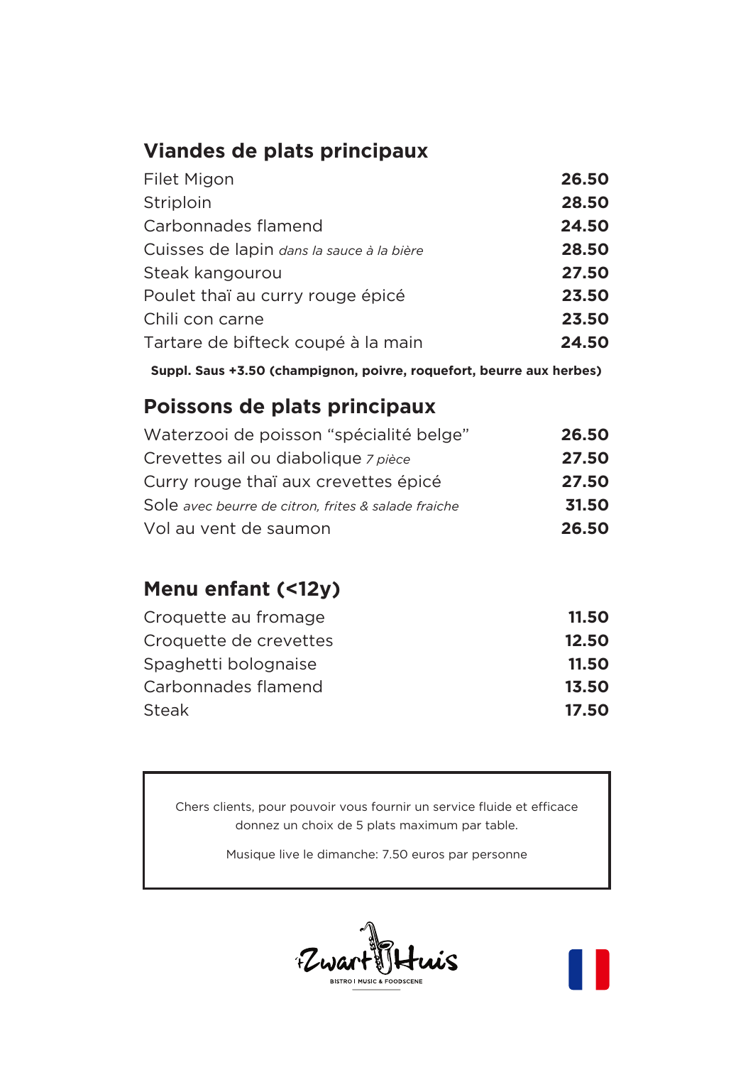## Viandes de plats principaux

| | |
|---|---|
| Filet Migon | **26.50** |
| Striploin | **28.50** |
| Carbonnades flamend | **24.50** |
| Cuisses de lapin *dans la sauce à la bière* | **28.50** |
| Steak kangourou | **27.50** |
| Poulet thaï au curry rouge épicé | **23.50** |
| Chili con carne | **23.50** |
| Tartare de bifteck coupé à la main | **24.50** |

**Suppl. Saus +3.50 (champignon, poivre, roquefort, beurre aux herbes)**

## Poissons de plats principaux

| | |
|---|---|
| Waterzooi de poisson "spécialité belge" | **26.50** |
| Crevettes ail ou diabolique *7 pièce* | **27.50** |
| Curry rouge thaï aux crevettes épicé | **27.50** |
| Sole *avec beurre de citron, frites & salade fraiche* | **31.50** |
| Vol au vent de saumon | **26.50** |

## Menu enfant (<12y)

| | |
|---|---|
| Croquette au fromage | **11.50** |
| Croquette de crevettes | **12.50** |
| Spaghetti bolognaise | **11.50** |
| Carbonnades flamend | **13.50** |
| Steak | **17.50** |

Chers clients, pour pouvoir vous fournir un service fluide et efficace donnez un choix de 5 plats maximum par table.

Musique live le dimanche: 7.50 euros par personne

't Zwart Huis

BISTRO | MUSIC & FOODSCENE